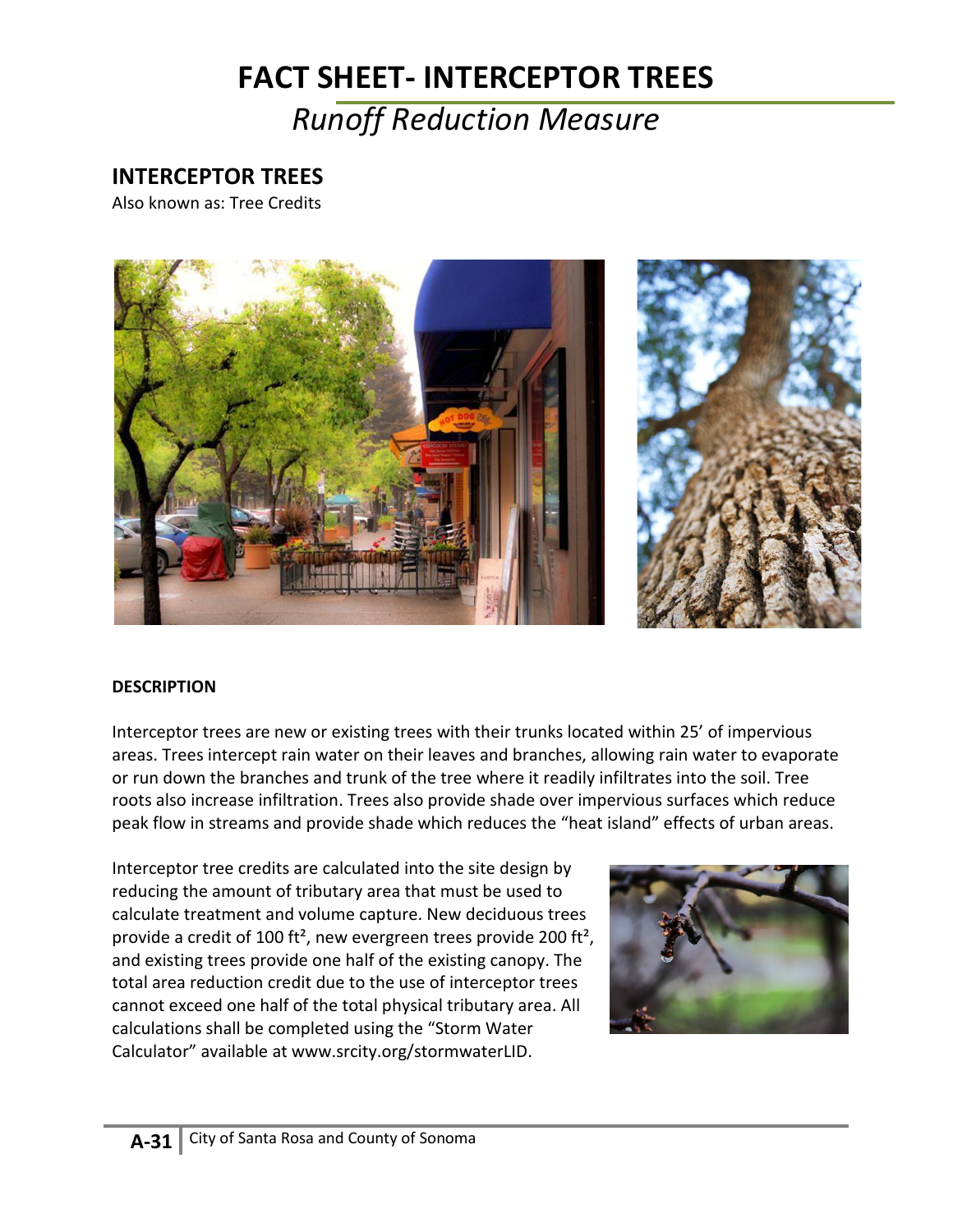# FACT SHEET- INTERCEPTOR TREES

## *Runoff Reduction Measure*

## INTERCEPTOR TREES

Also known as: Tree Credits

**DESCRIPTION**

Interceptor trees are new or existing trees with their trunks located within 25' of impervious areas. Trees intercept rain water on their leaves and branches, allowing rain water to evaporate or run down the branches and trunk of the tree where it readily infiltrates into the soil. Tree roots also increase infiltration. Trees also provide shade over impervious surfaces which reduce peak flow in streams and provide shade which reduces the "heat island" effects of urban areas.

Interceptor tree credits are calculated into the site design by reducing the amount of tributary area that must be used to calculate treatment and volume capture. New deciduous trees provide a credit of 100 $ft^2$, new evergreen trees provide 200 $ft^2$, and existing trees provide one half of the existing canopy. The total area reduction credit due to the use of interceptor trees cannot exceed one half of the total physical tributary area. All calculations shall be completed using the "Storm Water Calculator" available at www.srcity.org/stormwaterLID.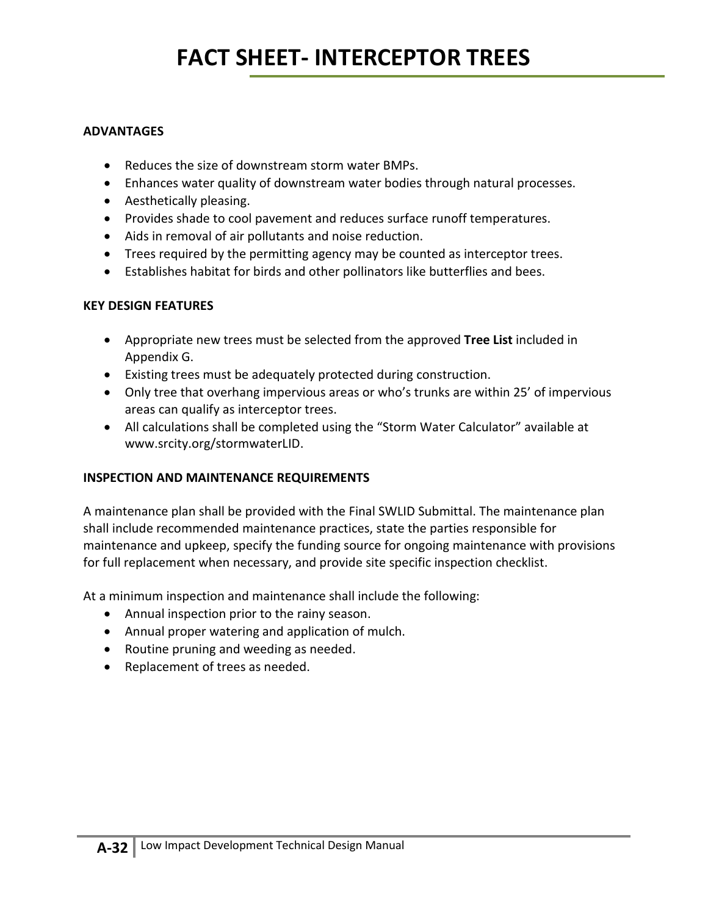# FACT SHEET- INTERCEPTOR TREES

**ADVANTAGES**

- Reduces the size of downstream storm water BMPs.
- Enhances water quality of downstream water bodies through natural processes.
- Aesthetically pleasing.
- Provides shade to cool pavement and reduces surface runoff temperatures.
- Aids in removal of air pollutants and noise reduction.
- Trees required by the permitting agency may be counted as interceptor trees.
- Establishes habitat for birds and other pollinators like butterflies and bees.

**KEY DESIGN FEATURES**

- Appropriate new trees must be selected from the approved **Tree List** included in Appendix G.
- Existing trees must be adequately protected during construction.
- Only tree that overhang impervious areas or who's trunks are within 25' of impervious areas can qualify as interceptor trees.
- All calculations shall be completed using the "Storm Water Calculator" available at www.srcity.org/stormwaterLID.

**INSPECTION AND MAINTENANCE REQUIREMENTS**

A maintenance plan shall be provided with the Final SWLID Submittal. The maintenance plan shall include recommended maintenance practices, state the parties responsible for maintenance and upkeep, specify the funding source for ongoing maintenance with provisions for full replacement when necessary, and provide site specific inspection checklist.

At a minimum inspection and maintenance shall include the following:

- Annual inspection prior to the rainy season.
- Annual proper watering and application of mulch.
- Routine pruning and weeding as needed.
- Replacement of trees as needed.